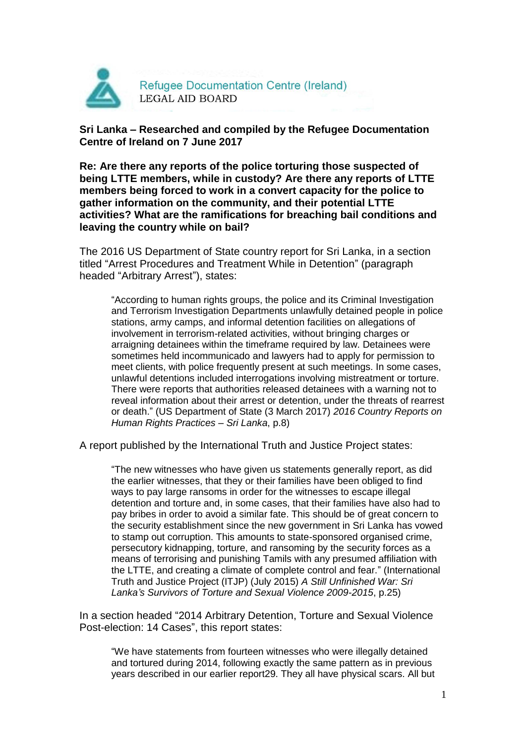Refugee Documentation Centre (Ireland)
LEGAL AID BOARD

**Sri Lanka – Researched and compiled by the Refugee Documentation Centre of Ireland on 7 June 2017**

**Re: Are there any reports of the police torturing those suspected of being LTTE members, while in custody? Are there any reports of LTTE members being forced to work in a convert capacity for the police to gather information on the community, and their potential LTTE activities? What are the ramifications for breaching bail conditions and leaving the country while on bail?**

The 2016 US Department of State country report for Sri Lanka, in a section titled "Arrest Procedures and Treatment While in Detention" (paragraph headed "Arbitrary Arrest"), states:

> "According to human rights groups, the police and its Criminal Investigation and Terrorism Investigation Departments unlawfully detained people in police stations, army camps, and informal detention facilities on allegations of involvement in terrorism-related activities, without bringing charges or arraigning detainees within the timeframe required by law. Detainees were sometimes held incommunicado and lawyers had to apply for permission to meet clients, with police frequently present at such meetings. In some cases, unlawful detentions included interrogations involving mistreatment or torture. There were reports that authorities released detainees with a warning not to reveal information about their arrest or detention, under the threats of rearrest or death." (US Department of State (3 March 2017) *2016 Country Reports on Human Rights Practices – Sri Lanka*, p.8)

A report published by the International Truth and Justice Project states:

> "The new witnesses who have given us statements generally report, as did the earlier witnesses, that they or their families have been obliged to find ways to pay large ransoms in order for the witnesses to escape illegal detention and torture and, in some cases, that their families have also had to pay bribes in order to avoid a similar fate. This should be of great concern to the security establishment since the new government in Sri Lanka has vowed to stamp out corruption. This amounts to state-sponsored organised crime, persecutory kidnapping, torture, and ransoming by the security forces as a means of terrorising and punishing Tamils with any presumed affiliation with the LTTE, and creating a climate of complete control and fear." (International Truth and Justice Project (ITJP) (July 2015) *A Still Unfinished War: Sri Lanka's Survivors of Torture and Sexual Violence 2009-2015*, p.25)

In a section headed "2014 Arbitrary Detention, Torture and Sexual Violence Post-election: 14 Cases", this report states:

> "We have statements from fourteen witnesses who were illegally detained and tortured during 2014, following exactly the same pattern as in previous years described in our earlier report29. They all have physical scars. All but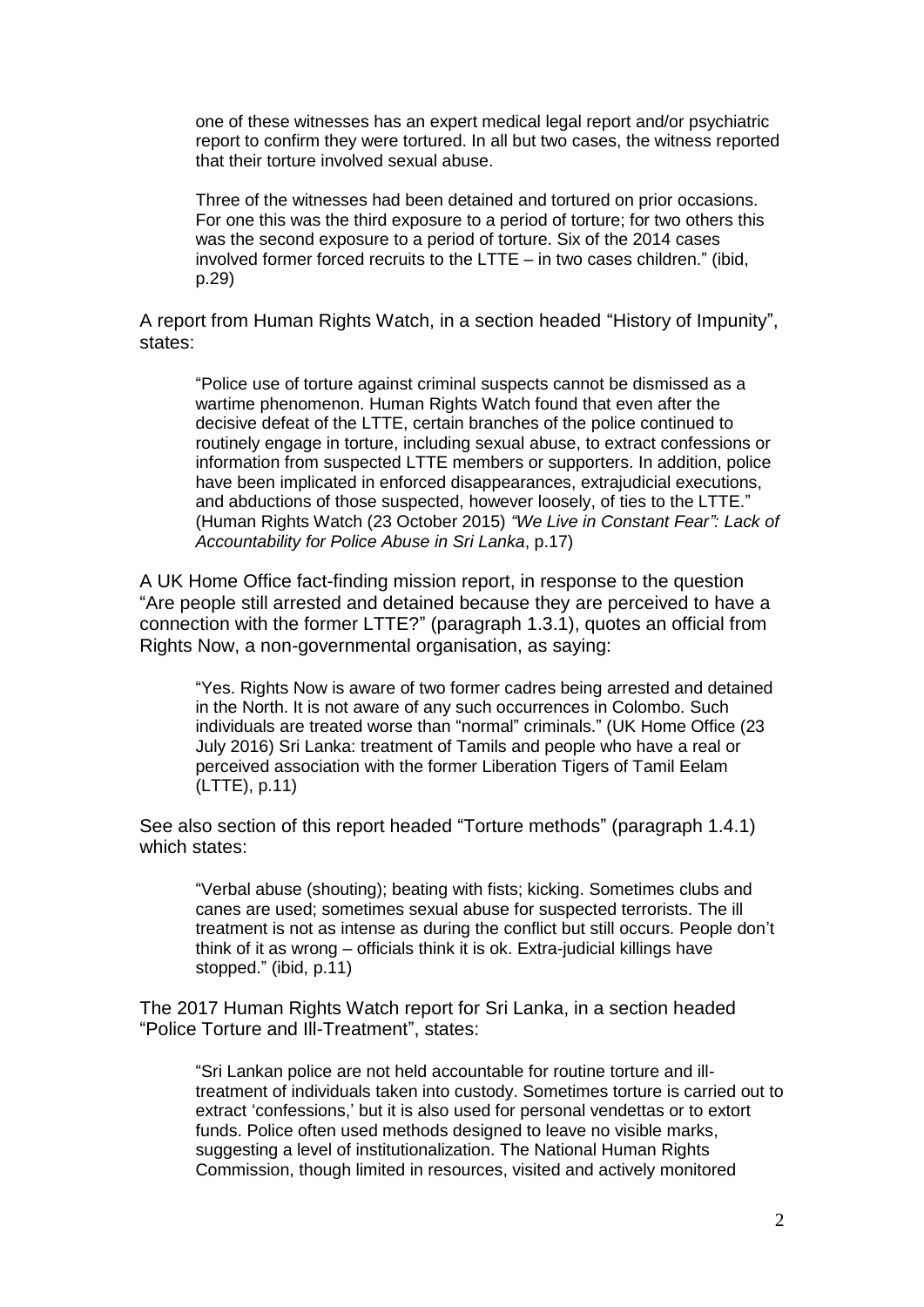> one of these witnesses has an expert medical legal report and/or psychiatric report to confirm they were tortured. In all but two cases, the witness reported that their torture involved sexual abuse.
>
> Three of the witnesses had been detained and tortured on prior occasions. For one this was the third exposure to a period of torture; for two others this was the second exposure to a period of torture. Six of the 2014 cases involved former forced recruits to the LTTE – in two cases children." (ibid, p.29)

A report from Human Rights Watch, in a section headed "History of Impunity", states:

> "Police use of torture against criminal suspects cannot be dismissed as a wartime phenomenon. Human Rights Watch found that even after the decisive defeat of the LTTE, certain branches of the police continued to routinely engage in torture, including sexual abuse, to extract confessions or information from suspected LTTE members or supporters. In addition, police have been implicated in enforced disappearances, extrajudicial executions, and abductions of those suspected, however loosely, of ties to the LTTE." (Human Rights Watch (23 October 2015) *"We Live in Constant Fear": Lack of Accountability for Police Abuse in Sri Lanka*, p.17)

A UK Home Office fact-finding mission report, in response to the question "Are people still arrested and detained because they are perceived to have a connection with the former LTTE?" (paragraph 1.3.1), quotes an official from Rights Now, a non-governmental organisation, as saying:

> "Yes. Rights Now is aware of two former cadres being arrested and detained in the North. It is not aware of any such occurrences in Colombo. Such individuals are treated worse than "normal" criminals." (UK Home Office (23 July 2016) Sri Lanka: treatment of Tamils and people who have a real or perceived association with the former Liberation Tigers of Tamil Eelam (LTTE), p.11)

See also section of this report headed "Torture methods" (paragraph 1.4.1) which states:

> "Verbal abuse (shouting); beating with fists; kicking. Sometimes clubs and canes are used; sometimes sexual abuse for suspected terrorists. The ill treatment is not as intense as during the conflict but still occurs. People don't think of it as wrong – officials think it is ok. Extra-judicial killings have stopped." (ibid, p.11)

The 2017 Human Rights Watch report for Sri Lanka, in a section headed "Police Torture and Ill-Treatment", states:

> "Sri Lankan police are not held accountable for routine torture and ill-treatment of individuals taken into custody. Sometimes torture is carried out to extract 'confessions,' but it is also used for personal vendettas or to extort funds. Police often used methods designed to leave no visible marks, suggesting a level of institutionalization. The National Human Rights Commission, though limited in resources, visited and actively monitored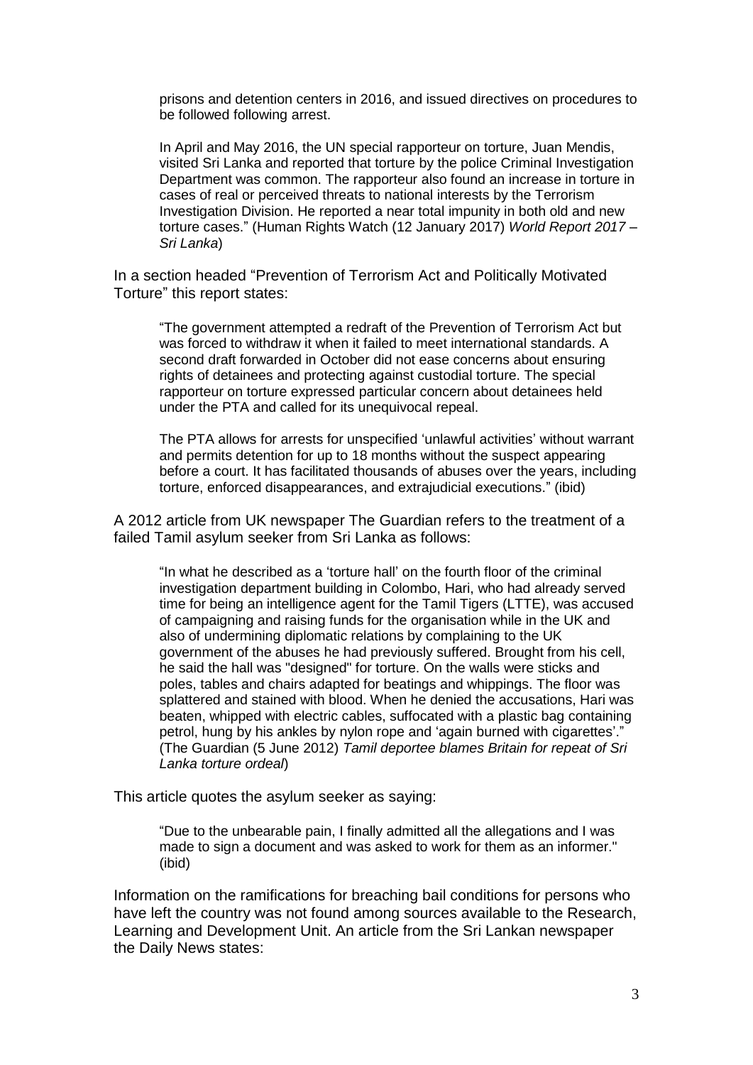> prisons and detention centers in 2016, and issued directives on procedures to be followed following arrest.
>
> In April and May 2016, the UN special rapporteur on torture, Juan Mendis, visited Sri Lanka and reported that torture by the police Criminal Investigation Department was common. The rapporteur also found an increase in torture in cases of real or perceived threats to national interests by the Terrorism Investigation Division. He reported a near total impunity in both old and new torture cases." (Human Rights Watch (12 January 2017) *World Report 2017 – Sri Lanka*)

In a section headed "Prevention of Terrorism Act and Politically Motivated Torture" this report states:

> "The government attempted a redraft of the Prevention of Terrorism Act but was forced to withdraw it when it failed to meet international standards. A second draft forwarded in October did not ease concerns about ensuring rights of detainees and protecting against custodial torture. The special rapporteur on torture expressed particular concern about detainees held under the PTA and called for its unequivocal repeal.
>
> The PTA allows for arrests for unspecified 'unlawful activities' without warrant and permits detention for up to 18 months without the suspect appearing before a court. It has facilitated thousands of abuses over the years, including torture, enforced disappearances, and extrajudicial executions." (ibid)

A 2012 article from UK newspaper The Guardian refers to the treatment of a failed Tamil asylum seeker from Sri Lanka as follows:

> "In what he described as a 'torture hall' on the fourth floor of the criminal investigation department building in Colombo, Hari, who had already served time for being an intelligence agent for the Tamil Tigers (LTTE), was accused of campaigning and raising funds for the organisation while in the UK and also of undermining diplomatic relations by complaining to the UK government of the abuses he had previously suffered. Brought from his cell, he said the hall was "designed" for torture. On the walls were sticks and poles, tables and chairs adapted for beatings and whippings. The floor was splattered and stained with blood. When he denied the accusations, Hari was beaten, whipped with electric cables, suffocated with a plastic bag containing petrol, hung by his ankles by nylon rope and 'again burned with cigarettes'." (The Guardian (5 June 2012) *Tamil deportee blames Britain for repeat of Sri Lanka torture ordeal*)

This article quotes the asylum seeker as saying:

> "Due to the unbearable pain, I finally admitted all the allegations and I was made to sign a document and was asked to work for them as an informer." (ibid)

Information on the ramifications for breaching bail conditions for persons who have left the country was not found among sources available to the Research, Learning and Development Unit. An article from the Sri Lankan newspaper the Daily News states: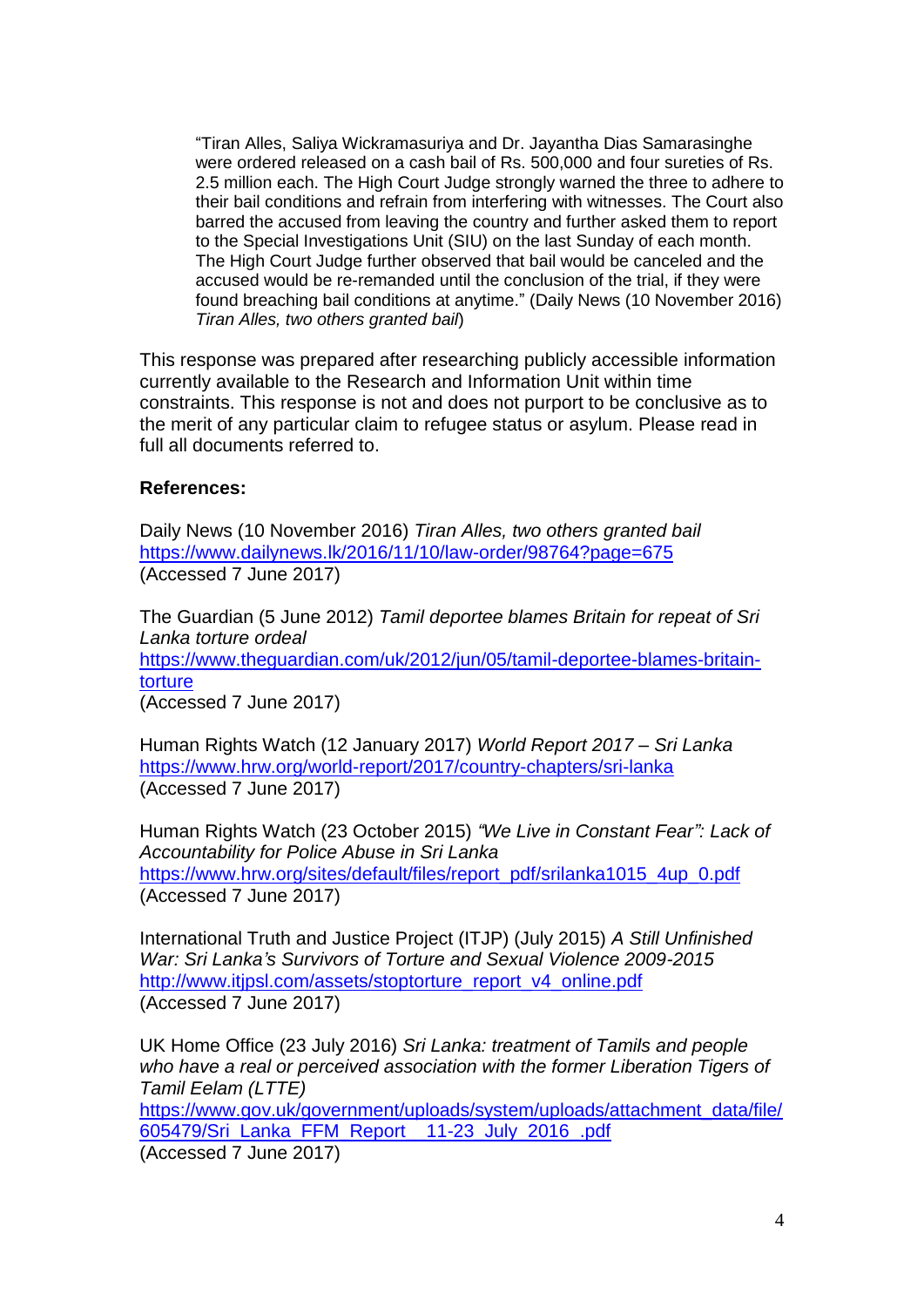> "Tiran Alles, Saliya Wickramasuriya and Dr. Jayantha Dias Samarasinghe were ordered released on a cash bail of Rs. 500,000 and four sureties of Rs. 2.5 million each. The High Court Judge strongly warned the three to adhere to their bail conditions and refrain from interfering with witnesses. The Court also barred the accused from leaving the country and further asked them to report to the Special Investigations Unit (SIU) on the last Sunday of each month. The High Court Judge further observed that bail would be canceled and the accused would be re-remanded until the conclusion of the trial, if they were found breaching bail conditions at anytime." (Daily News (10 November 2016) *Tiran Alles, two others granted bail*)

This response was prepared after researching publicly accessible information currently available to the Research and Information Unit within time constraints. This response is not and does not purport to be conclusive as to the merit of any particular claim to refugee status or asylum. Please read in full all documents referred to.

**References:**

Daily News (10 November 2016) *Tiran Alles, two others granted bail*
https://www.dailynews.lk/2016/11/10/law-order/98764?page=675
(Accessed 7 June 2017)

The Guardian (5 June 2012) *Tamil deportee blames Britain for repeat of Sri Lanka torture ordeal*
https://www.theguardian.com/uk/2012/jun/05/tamil-deportee-blames-britain-torture
(Accessed 7 June 2017)

Human Rights Watch (12 January 2017) *World Report 2017 – Sri Lanka*
https://www.hrw.org/world-report/2017/country-chapters/sri-lanka
(Accessed 7 June 2017)

Human Rights Watch (23 October 2015) *"We Live in Constant Fear": Lack of Accountability for Police Abuse in Sri Lanka*
https://www.hrw.org/sites/default/files/report_pdf/srilanka1015_4up_0.pdf
(Accessed 7 June 2017)

International Truth and Justice Project (ITJP) (July 2015) *A Still Unfinished War: Sri Lanka's Survivors of Torture and Sexual Violence 2009-2015*
http://www.itjpsl.com/assets/stoptorture_report_v4_online.pdf
(Accessed 7 June 2017)

UK Home Office (23 July 2016) *Sri Lanka: treatment of Tamils and people who have a real or perceived association with the former Liberation Tigers of Tamil Eelam (LTTE)*
https://www.gov.uk/government/uploads/system/uploads/attachment_data/file/605479/Sri_Lanka_FFM_Report__11-23_July_2016_.pdf
(Accessed 7 June 2017)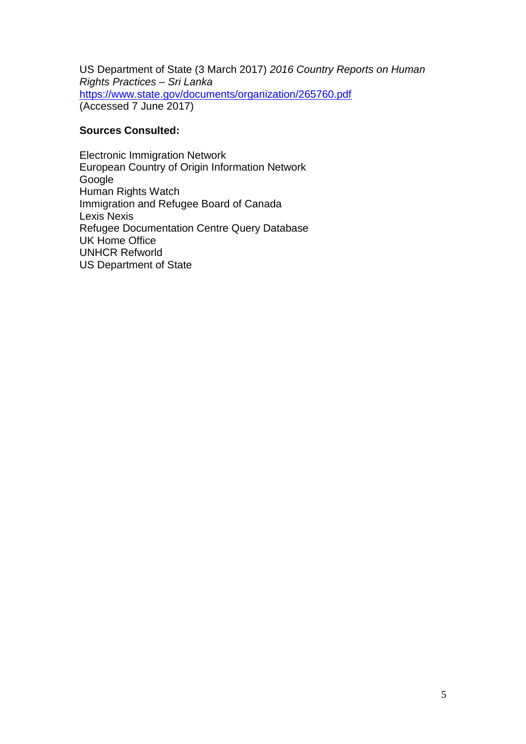US Department of State (3 March 2017) *2016 Country Reports on Human Rights Practices – Sri Lanka*
https://www.state.gov/documents/organization/265760.pdf
(Accessed 7 June 2017)

**Sources Consulted:**

Electronic Immigration Network
European Country of Origin Information Network
Google
Human Rights Watch
Immigration and Refugee Board of Canada
Lexis Nexis
Refugee Documentation Centre Query Database
UK Home Office
UNHCR Refworld
US Department of State